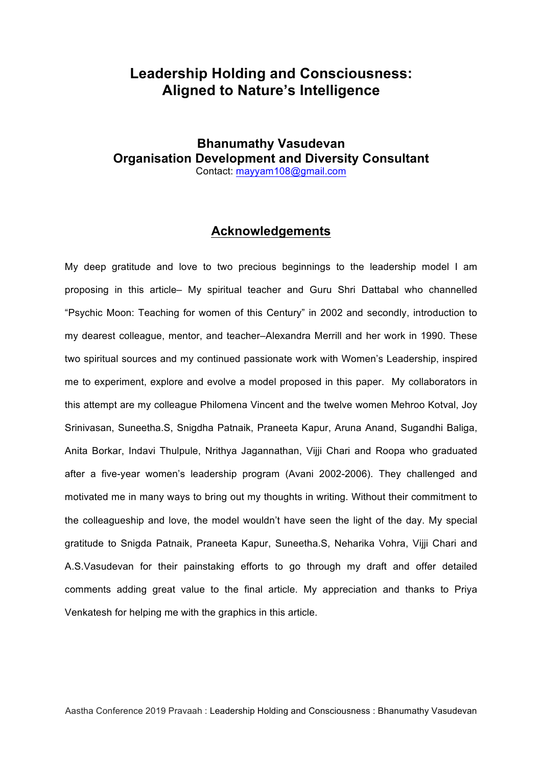# Leadership Holding and Consciousness: Aligned to Nature's Intelligence

**Bhanumathy Vasudevan**
**Organisation Development and Diversity Consultant**
Contact: mayyam108@gmail.com

## Acknowledgements

My deep gratitude and love to two precious beginnings to the leadership model I am proposing in this article– My spiritual teacher and Guru Shri Dattabal who channelled "Psychic Moon: Teaching for women of this Century" in 2002 and secondly, introduction to my dearest colleague, mentor, and teacher–Alexandra Merrill and her work in 1990. These two spiritual sources and my continued passionate work with Women's Leadership, inspired me to experiment, explore and evolve a model proposed in this paper. My collaborators in this attempt are my colleague Philomena Vincent and the twelve women Mehroo Kotval, Joy Srinivasan, Suneetha.S, Snigdha Patnaik, Praneeta Kapur, Aruna Anand, Sugandhi Baliga, Anita Borkar, Indavi Thulpule, Nrithya Jagannathan, Vijji Chari and Roopa who graduated after a five-year women's leadership program (Avani 2002-2006). They challenged and motivated me in many ways to bring out my thoughts in writing. Without their commitment to the colleagueship and love, the model wouldn't have seen the light of the day. My special gratitude to Snigda Patnaik, Praneeta Kapur, Suneetha.S, Neharika Vohra, Vijji Chari and A.S.Vasudevan for their painstaking efforts to go through my draft and offer detailed comments adding great value to the final article. My appreciation and thanks to Priya Venkatesh for helping me with the graphics in this article.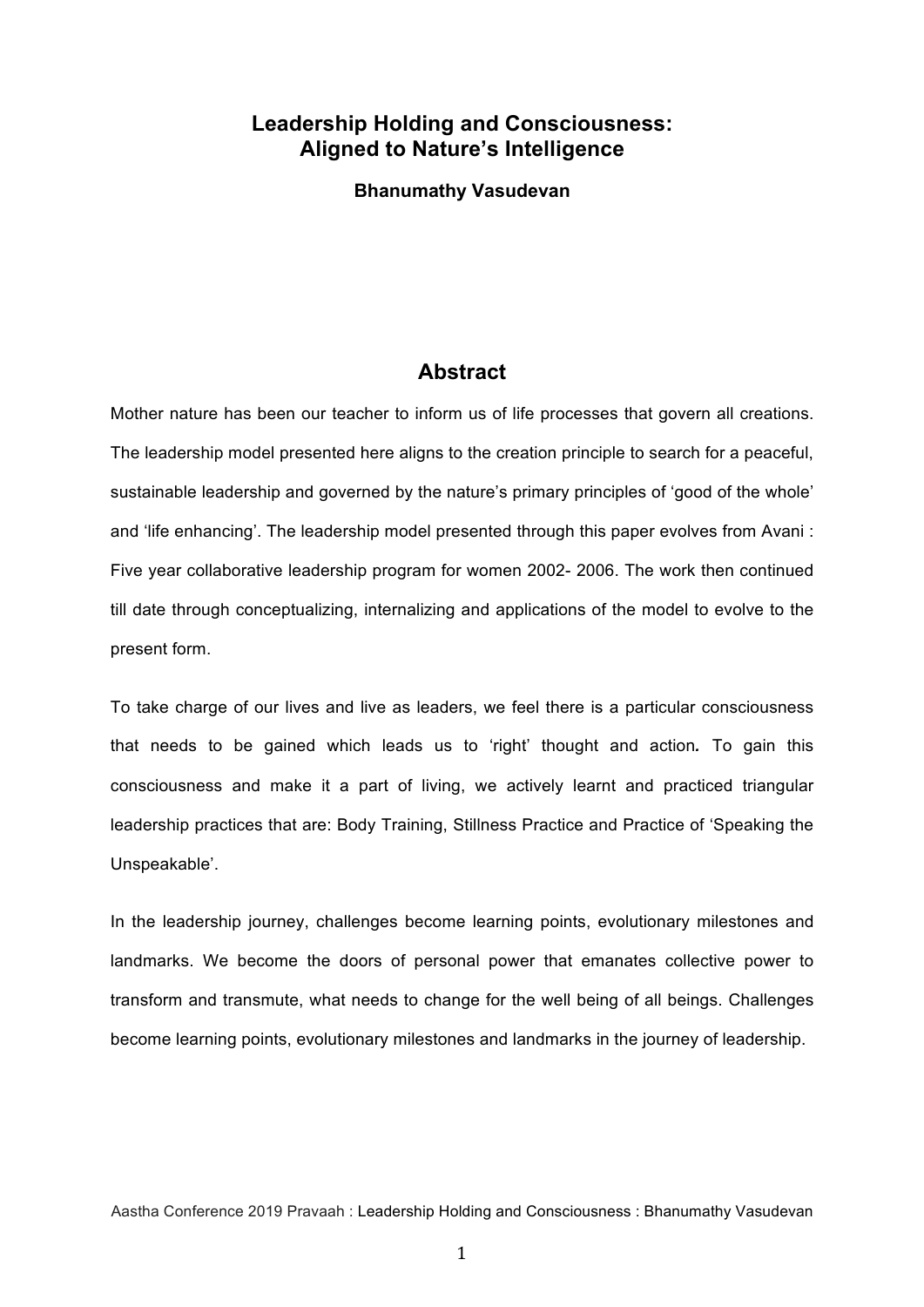# Leadership Holding and Consciousness: Aligned to Nature's Intelligence

**Bhanumathy Vasudevan**

## Abstract

Mother nature has been our teacher to inform us of life processes that govern all creations. The leadership model presented here aligns to the creation principle to search for a peaceful, sustainable leadership and governed by the nature's primary principles of 'good of the whole' and 'life enhancing'. The leadership model presented through this paper evolves from Avani : Five year collaborative leadership program for women 2002- 2006. The work then continued till date through conceptualizing, internalizing and applications of the model to evolve to the present form.

To take charge of our lives and live as leaders, we feel there is a particular consciousness that needs to be gained which leads us to 'right' thought and action**.** To gain this consciousness and make it a part of living, we actively learnt and practiced triangular leadership practices that are: Body Training, Stillness Practice and Practice of 'Speaking the Unspeakable'.

In the leadership journey, challenges become learning points, evolutionary milestones and landmarks. We become the doors of personal power that emanates collective power to transform and transmute, what needs to change for the well being of all beings. Challenges become learning points, evolutionary milestones and landmarks in the journey of leadership.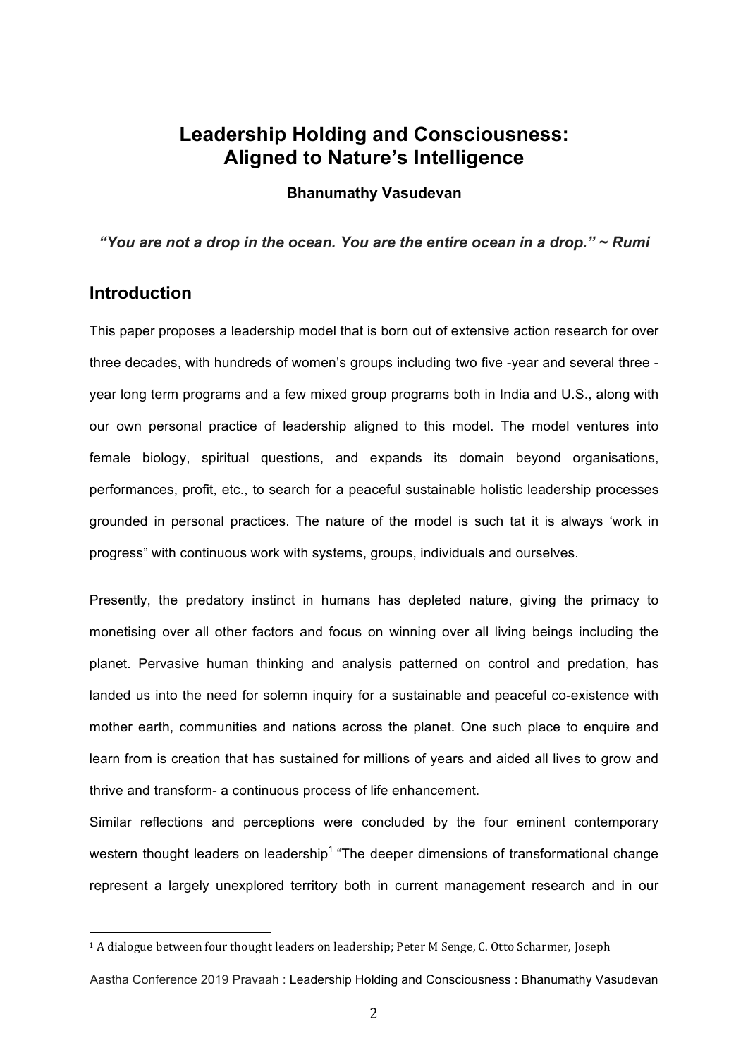# Leadership Holding and Consciousness: Aligned to Nature's Intelligence

**Bhanumathy Vasudevan**

***"You are not a drop in the ocean. You are the entire ocean in a drop." ~ Rumi***

## Introduction

This paper proposes a leadership model that is born out of extensive action research for over three decades, with hundreds of women's groups including two five -year and several three - year long term programs and a few mixed group programs both in India and U.S., along with our own personal practice of leadership aligned to this model. The model ventures into female biology, spiritual questions, and expands its domain beyond organisations, performances, profit, etc., to search for a peaceful sustainable holistic leadership processes grounded in personal practices. The nature of the model is such tat it is always 'work in progress" with continuous work with systems, groups, individuals and ourselves.

Presently, the predatory instinct in humans has depleted nature, giving the primacy to monetising over all other factors and focus on winning over all living beings including the planet. Pervasive human thinking and analysis patterned on control and predation, has landed us into the need for solemn inquiry for a sustainable and peaceful co-existence with mother earth, communities and nations across the planet. One such place to enquire and learn from is creation that has sustained for millions of years and aided all lives to grow and thrive and transform- a continuous process of life enhancement.

Similar reflections and perceptions were concluded by the four eminent contemporary western thought leaders on leadership[1] "The deeper dimensions of transformational change represent a largely unexplored territory both in current management research and in our

[1] A dialogue between four thought leaders on leadership; Peter M Senge, C. Otto Scharmer, Joseph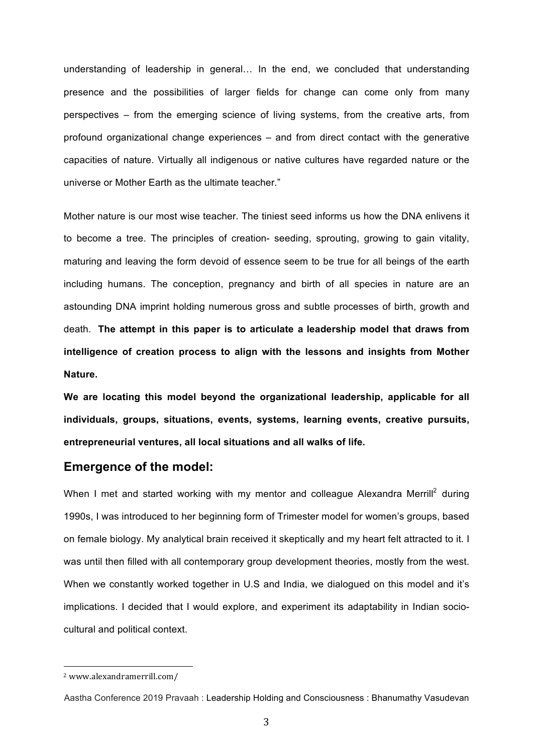understanding of leadership in general… In the end, we concluded that understanding presence and the possibilities of larger fields for change can come only from many perspectives – from the emerging science of living systems, from the creative arts, from profound organizational change experiences – and from direct contact with the generative capacities of nature. Virtually all indigenous or native cultures have regarded nature or the universe or Mother Earth as the ultimate teacher."

Mother nature is our most wise teacher. The tiniest seed informs us how the DNA enlivens it to become a tree. The principles of creation- seeding, sprouting, growing to gain vitality, maturing and leaving the form devoid of essence seem to be true for all beings of the earth including humans. The conception, pregnancy and birth of all species in nature are an astounding DNA imprint holding numerous gross and subtle processes of birth, growth and death. **The attempt in this paper is to articulate a leadership model that draws from intelligence of creation process to align with the lessons and insights from Mother Nature.**

**We are locating this model beyond the organizational leadership, applicable for all individuals, groups, situations, events, systems, learning events, creative pursuits, entrepreneurial ventures, all local situations and all walks of life.**

## Emergence of the model:

When I met and started working with my mentor and colleague Alexandra Merrill[2] during 1990s, I was introduced to her beginning form of Trimester model for women's groups, based on female biology. My analytical brain received it skeptically and my heart felt attracted to it. I was until then filled with all contemporary group development theories, mostly from the west. When we constantly worked together in U.S and India, we dialogued on this model and it's implications. I decided that I would explore, and experiment its adaptability in Indian socio-cultural and political context.

[2] www.alexandramerrill.com/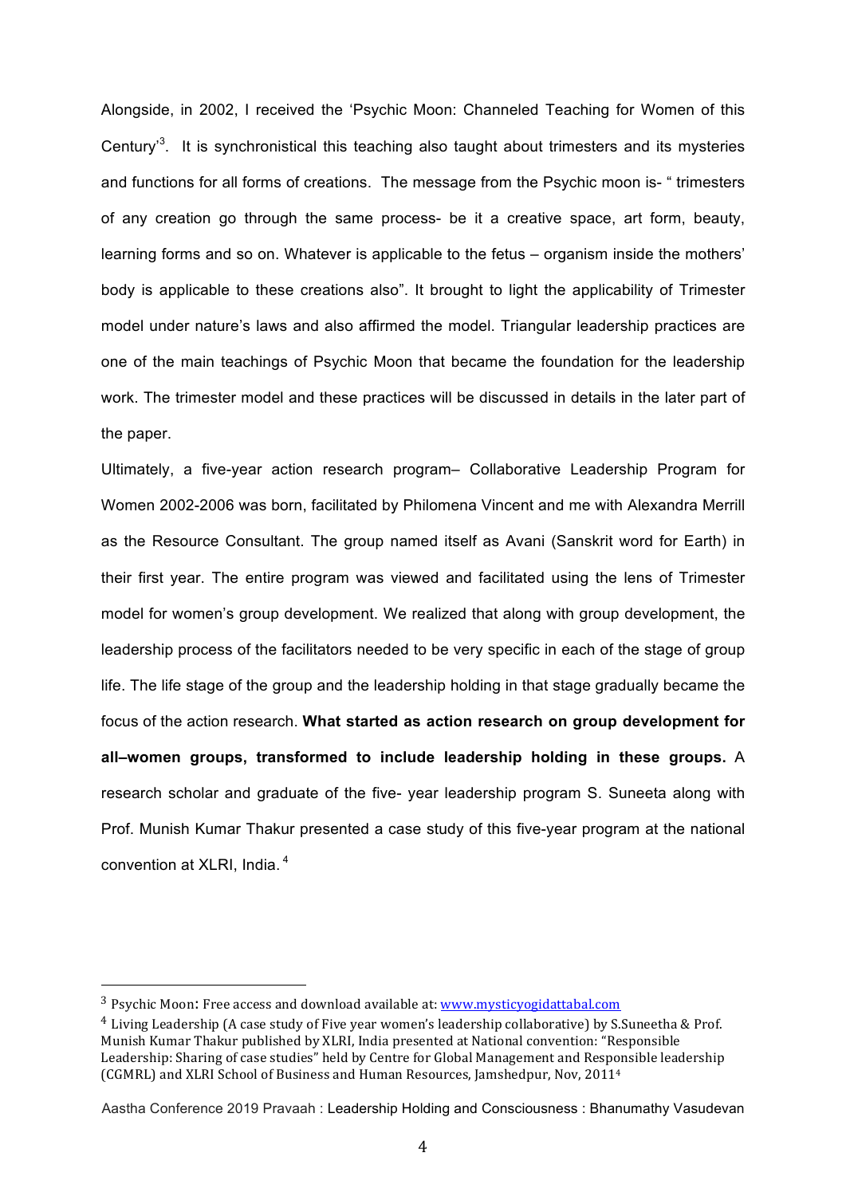Alongside, in 2002, I received the 'Psychic Moon: Channeled Teaching for Women of this Century'[3]. It is synchronistical this teaching also taught about trimesters and its mysteries and functions for all forms of creations. The message from the Psychic moon is- " trimesters of any creation go through the same process- be it a creative space, art form, beauty, learning forms and so on. Whatever is applicable to the fetus – organism inside the mothers' body is applicable to these creations also". It brought to light the applicability of Trimester model under nature's laws and also affirmed the model. Triangular leadership practices are one of the main teachings of Psychic Moon that became the foundation for the leadership work. The trimester model and these practices will be discussed in details in the later part of the paper.

Ultimately, a five-year action research program– Collaborative Leadership Program for Women 2002-2006 was born, facilitated by Philomena Vincent and me with Alexandra Merrill as the Resource Consultant. The group named itself as Avani (Sanskrit word for Earth) in their first year. The entire program was viewed and facilitated using the lens of Trimester model for women's group development. We realized that along with group development, the leadership process of the facilitators needed to be very specific in each of the stage of group life. The life stage of the group and the leadership holding in that stage gradually became the focus of the action research. **What started as action research on group development for all–women groups, transformed to include leadership holding in these groups.** A research scholar and graduate of the five- year leadership program S. Suneeta along with Prof. Munish Kumar Thakur presented a case study of this five-year program at the national convention at XLRI, India. [4]

---

[3] Psychic Moon: Free access and download available at: www.mysticyogidattabal.com

[4] Living Leadership (A case study of Five year women's leadership collaborative) by S.Suneetha & Prof. Munish Kumar Thakur published by XLRI, India presented at National convention: "Responsible Leadership: Sharing of case studies" held by Centre for Global Management and Responsible leadership (CGMRL) and XLRI School of Business and Human Resources, Jamshedpur, Nov, 2011[4]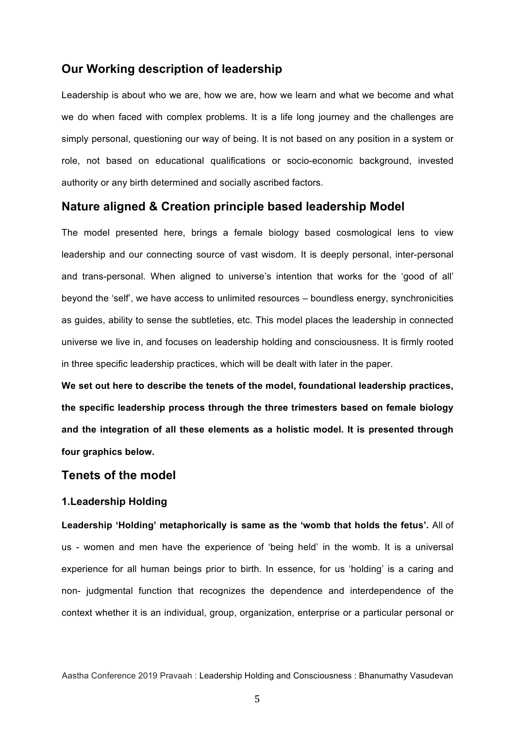## Our Working description of leadership

Leadership is about who we are, how we are, how we learn and what we become and what we do when faced with complex problems. It is a life long journey and the challenges are simply personal, questioning our way of being. It is not based on any position in a system or role, not based on educational qualifications or socio-economic background, invested authority or any birth determined and socially ascribed factors.

## Nature aligned & Creation principle based leadership Model

The model presented here, brings a female biology based cosmological lens to view leadership and our connecting source of vast wisdom. It is deeply personal, inter-personal and trans-personal. When aligned to universe's intention that works for the 'good of all' beyond the 'self', we have access to unlimited resources – boundless energy, synchronicities as guides, ability to sense the subtleties, etc. This model places the leadership in connected universe we live in, and focuses on leadership holding and consciousness. It is firmly rooted in three specific leadership practices, which will be dealt with later in the paper.

**We set out here to describe the tenets of the model, foundational leadership practices, the specific leadership process through the three trimesters based on female biology and the integration of all these elements as a holistic model. It is presented through four graphics below.**

## Tenets of the model

### 1.Leadership Holding

**Leadership 'Holding' metaphorically is same as the 'womb that holds the fetus'.** All of us - women and men have the experience of 'being held' in the womb. It is a universal experience for all human beings prior to birth. In essence, for us 'holding' is a caring and non- judgmental function that recognizes the dependence and interdependence of the context whether it is an individual, group, organization, enterprise or a particular personal or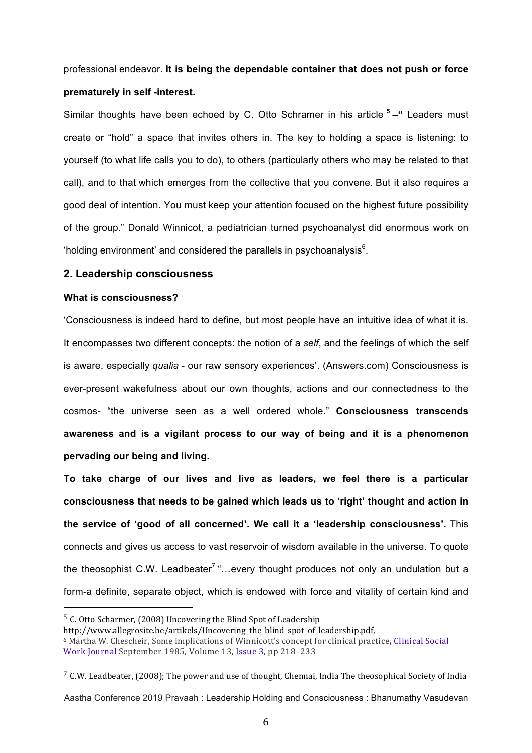professional endeavor. **It is being the dependable container that does not push or force prematurely in self -interest.**

Similar thoughts have been echoed by C. Otto Schramer in his article [5] **–"** Leaders must create or "hold" a space that invites others in. The key to holding a space is listening: to yourself (to what life calls you to do), to others (particularly others who may be related to that call), and to that which emerges from the collective that you convene. But it also requires a good deal of intention. You must keep your attention focused on the highest future possibility of the group." Donald Winnicot, a pediatrician turned psychoanalyst did enormous work on 'holding environment' and considered the parallels in psychoanalysis[6].

## 2. Leadership consciousness

### What is consciousness?

'Consciousness is indeed hard to define, but most people have an intuitive idea of what it is. It encompasses two different concepts: the notion of a *self*, and the feelings of which the self is aware, especially *qualia* - our raw sensory experiences'. (Answers.com) Consciousness is ever-present wakefulness about our own thoughts, actions and our connectedness to the cosmos- "the universe seen as a well ordered whole." **Consciousness transcends awareness and is a vigilant process to our way of being and it is a phenomenon pervading our being and living.**

**To take charge of our lives and live as leaders, we feel there is a particular consciousness that needs to be gained which leads us to 'right' thought and action in the service of 'good of all concerned'. We call it a 'leadership consciousness'.** This connects and gives us access to vast reservoir of wisdom available in the universe. To quote the theosophist C.W. Leadbeater[7] "…every thought produces not only an undulation but a form-a definite, separate object, which is endowed with force and vitality of certain kind and

---

[5] C. Otto Scharmer, (2008) Uncovering the Blind Spot of Leadership http://www.allegrosite.be/artikels/Uncovering_the_blind_spot_of_leadership.pdf,

[6] Martha W. Chescheir, Some implications of Winnicott's concept for clinical practice, Clinical Social Work Journal September 1985, Volume 13, Issue 3, pp 218–233

[7] C.W. Leadbeater, (2008); The power and use of thought, Chennai, India The theosophical Society of India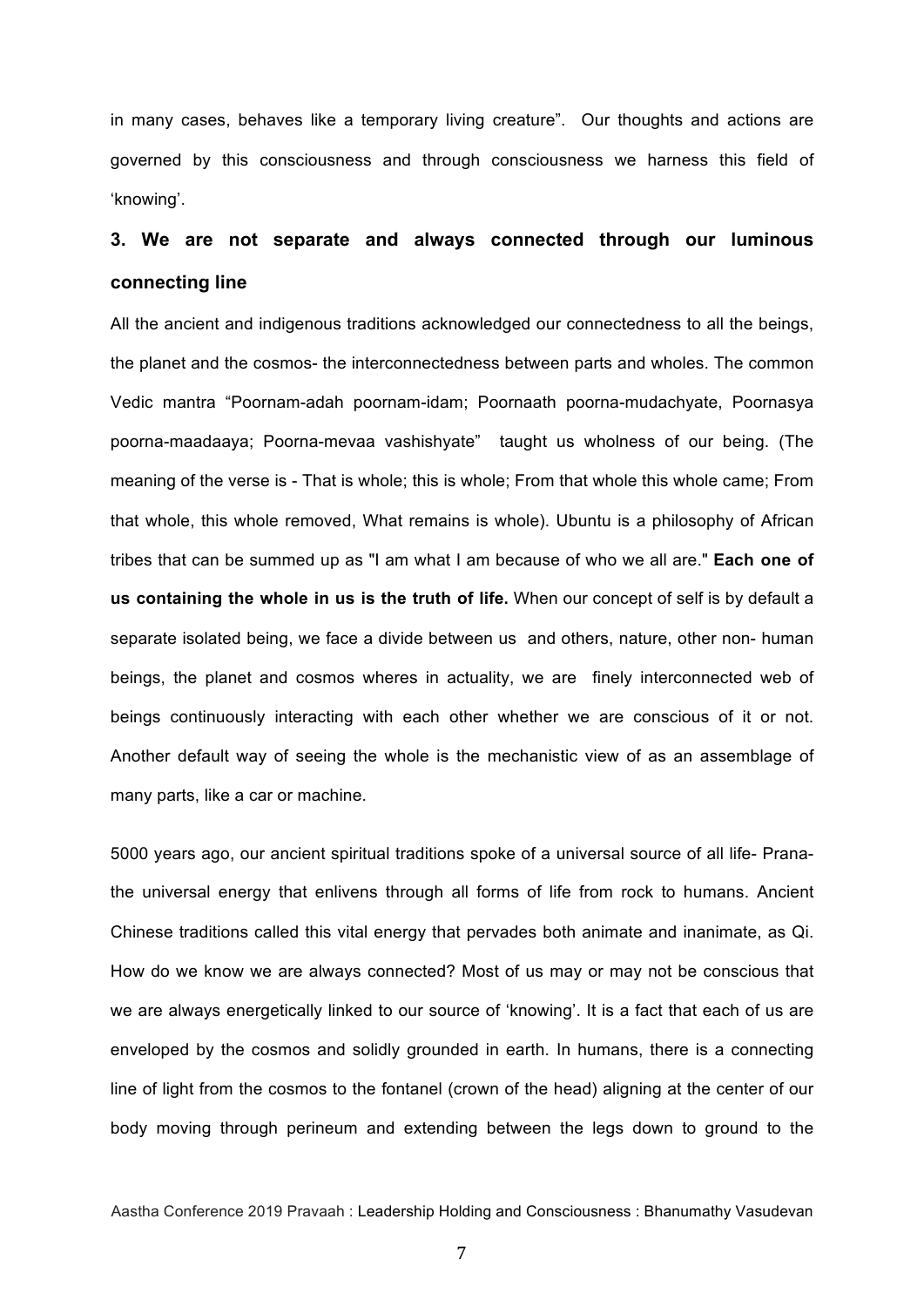in many cases, behaves like a temporary living creature". Our thoughts and actions are governed by this consciousness and through consciousness we harness this field of 'knowing'.

### 3. We are not separate and always connected through our luminous connecting line

All the ancient and indigenous traditions acknowledged our connectedness to all the beings, the planet and the cosmos- the interconnectedness between parts and wholes. The common Vedic mantra "Poornam-adah poornam-idam; Poornaath poorna-mudachyate, Poornasya poorna-maadaaya; Poorna-mevaa vashishyate" taught us wholness of our being. (The meaning of the verse is - That is whole; this is whole; From that whole this whole came; From that whole, this whole removed, What remains is whole). Ubuntu is a philosophy of African tribes that can be summed up as "I am what I am because of who we all are." **Each one of us containing the whole in us is the truth of life.** When our concept of self is by default a separate isolated being, we face a divide between us and others, nature, other non- human beings, the planet and cosmos wheres in actuality, we are finely interconnected web of beings continuously interacting with each other whether we are conscious of it or not. Another default way of seeing the whole is the mechanistic view of as an assemblage of many parts, like a car or machine.

5000 years ago, our ancient spiritual traditions spoke of a universal source of all life- Prana- the universal energy that enlivens through all forms of life from rock to humans. Ancient Chinese traditions called this vital energy that pervades both animate and inanimate, as Qi. How do we know we are always connected? Most of us may or may not be conscious that we are always energetically linked to our source of 'knowing'. It is a fact that each of us are enveloped by the cosmos and solidly grounded in earth. In humans, there is a connecting line of light from the cosmos to the fontanel (crown of the head) aligning at the center of our body moving through perineum and extending between the legs down to ground to the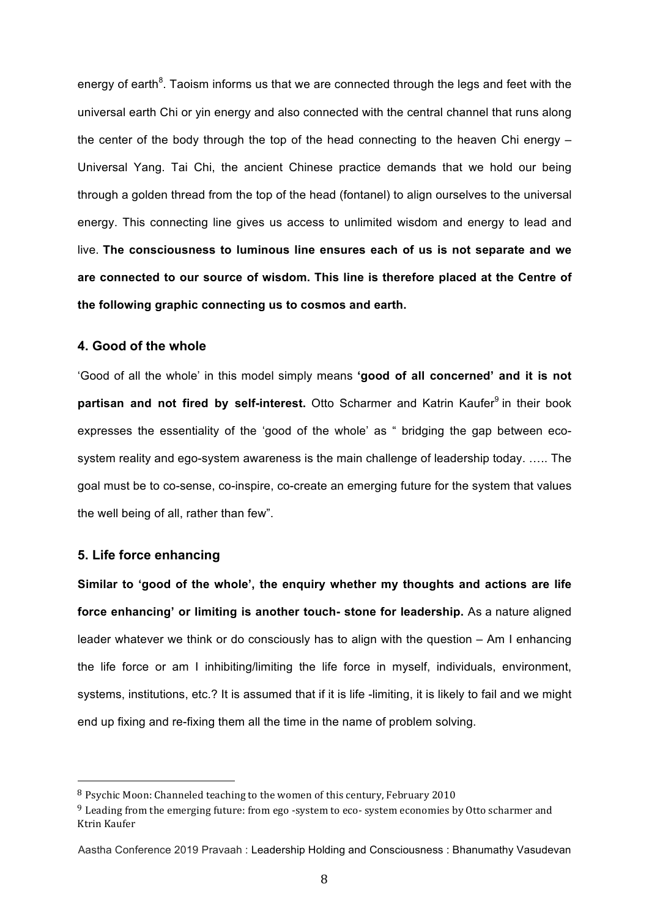energy of earth[8]. Taoism informs us that we are connected through the legs and feet with the universal earth Chi or yin energy and also connected with the central channel that runs along the center of the body through the top of the head connecting to the heaven Chi energy – Universal Yang. Tai Chi, the ancient Chinese practice demands that we hold our being through a golden thread from the top of the head (fontanel) to align ourselves to the universal energy. This connecting line gives us access to unlimited wisdom and energy to lead and live. **The consciousness to luminous line ensures each of us is not separate and we are connected to our source of wisdom. This line is therefore placed at the Centre of the following graphic connecting us to cosmos and earth.**

### 4. Good of the whole

'Good of all the whole' in this model simply means **'good of all concerned' and it is not partisan and not fired by self-interest.** Otto Scharmer and Katrin Kaufer[9] in their book expresses the essentiality of the 'good of the whole' as " bridging the gap between eco-system reality and ego-system awareness is the main challenge of leadership today. ….. The goal must be to co-sense, co-inspire, co-create an emerging future for the system that values the well being of all, rather than few".

### 5. Life force enhancing

**Similar to 'good of the whole', the enquiry whether my thoughts and actions are life force enhancing' or limiting is another touch- stone for leadership.** As a nature aligned leader whatever we think or do consciously has to align with the question – Am I enhancing the life force or am I inhibiting/limiting the life force in myself, individuals, environment, systems, institutions, etc.? It is assumed that if it is life -limiting, it is likely to fail and we might end up fixing and re-fixing them all the time in the name of problem solving.

---

[8] Psychic Moon: Channeled teaching to the women of this century, February 2010

[9] Leading from the emerging future: from ego -system to eco- system economies by Otto scharmer and Ktrin Kaufer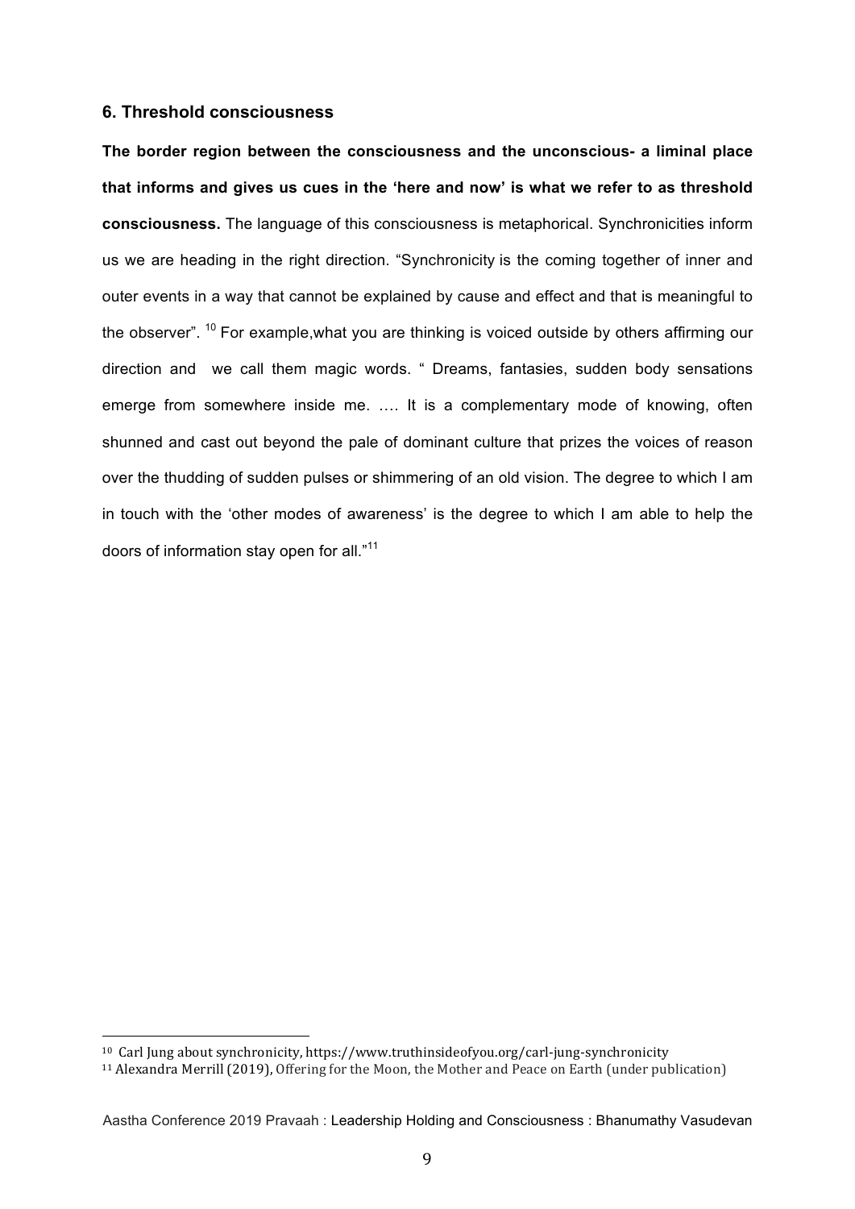## 6. Threshold consciousness

**The border region between the consciousness and the unconscious- a liminal place that informs and gives us cues in the 'here and now' is what we refer to as threshold consciousness.** The language of this consciousness is metaphorical. Synchronicities inform us we are heading in the right direction. "Synchronicity is the coming together of inner and outer events in a way that cannot be explained by cause and effect and that is meaningful to the observer". [10] For example,what you are thinking is voiced outside by others affirming our direction and we call them magic words. " Dreams, fantasies, sudden body sensations emerge from somewhere inside me. …. It is a complementary mode of knowing, often shunned and cast out beyond the pale of dominant culture that prizes the voices of reason over the thudding of sudden pulses or shimmering of an old vision. The degree to which I am in touch with the 'other modes of awareness' is the degree to which I am able to help the doors of information stay open for all."[11]

---

[10] Carl Jung about synchronicity, https://www.truthinsideofyou.org/carl-jung-synchronicity

[11] Alexandra Merrill (2019), Offering for the Moon, the Mother and Peace on Earth (under publication)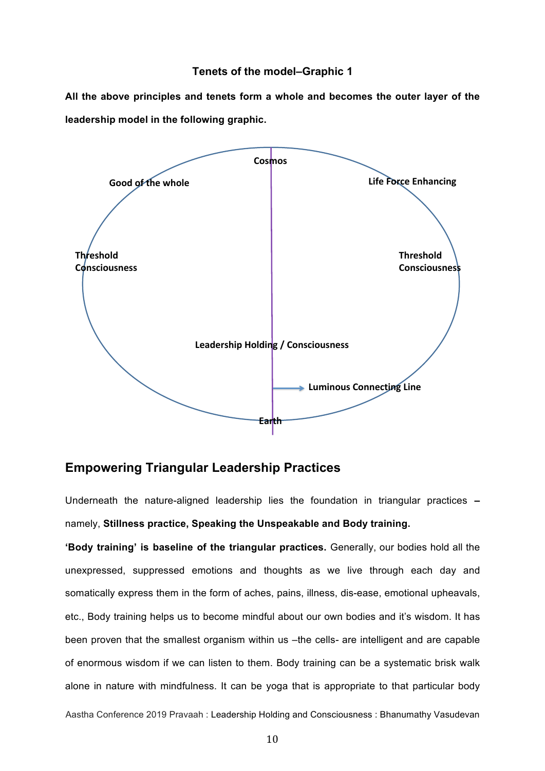**Tenets of the model–Graphic 1**

**All the above principles and tenets form a whole and becomes the outer layer of the leadership model in the following graphic.**

Cosmos

Good of the whole

Life Force Enhancing

Threshold Consciousness

Threshold Consciousness

Leadership Holding / Consciousness

Luminous Connecting Line

Earth

## Empowering Triangular Leadership Practices

Underneath the nature-aligned leadership lies the foundation in triangular practices – namely, **Stillness practice, Speaking the Unspeakable and Body training.**

**'Body training' is baseline of the triangular practices.** Generally, our bodies hold all the unexpressed, suppressed emotions and thoughts as we live through each day and somatically express them in the form of aches, pains, illness, dis-ease, emotional upheavals, etc., Body training helps us to become mindful about our own bodies and it's wisdom. It has been proven that the smallest organism within us –the cells- are intelligent and are capable of enormous wisdom if we can listen to them. Body training can be a systematic brisk walk alone in nature with mindfulness. It can be yoga that is appropriate to that particular body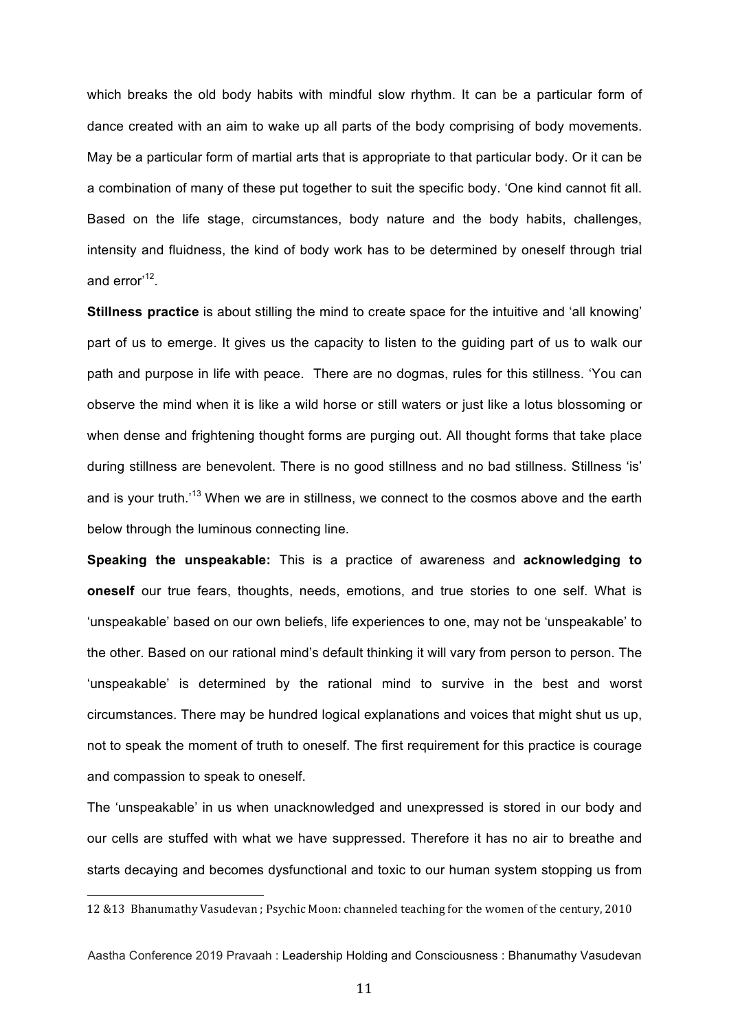which breaks the old body habits with mindful slow rhythm. It can be a particular form of dance created with an aim to wake up all parts of the body comprising of body movements. May be a particular form of martial arts that is appropriate to that particular body. Or it can be a combination of many of these put together to suit the specific body. 'One kind cannot fit all. Based on the life stage, circumstances, body nature and the body habits, challenges, intensity and fluidness, the kind of body work has to be determined by oneself through trial and error'[12].

**Stillness practice** is about stilling the mind to create space for the intuitive and 'all knowing' part of us to emerge. It gives us the capacity to listen to the guiding part of us to walk our path and purpose in life with peace. There are no dogmas, rules for this stillness. 'You can observe the mind when it is like a wild horse or still waters or just like a lotus blossoming or when dense and frightening thought forms are purging out. All thought forms that take place during stillness are benevolent. There is no good stillness and no bad stillness. Stillness 'is' and is your truth.'[13] When we are in stillness, we connect to the cosmos above and the earth below through the luminous connecting line.

**Speaking the unspeakable:** This is a practice of awareness and **acknowledging to oneself** our true fears, thoughts, needs, emotions, and true stories to one self. What is 'unspeakable' based on our own beliefs, life experiences to one, may not be 'unspeakable' to the other. Based on our rational mind's default thinking it will vary from person to person. The 'unspeakable' is determined by the rational mind to survive in the best and worst circumstances. There may be hundred logical explanations and voices that might shut us up, not to speak the moment of truth to oneself. The first requirement for this practice is courage and compassion to speak to oneself.

The 'unspeakable' in us when unacknowledged and unexpressed is stored in our body and our cells are stuffed with what we have suppressed. Therefore it has no air to breathe and starts decaying and becomes dysfunctional and toxic to our human system stopping us from

---

12 &13 Bhanumathy Vasudevan ; Psychic Moon: channeled teaching for the women of the century, 2010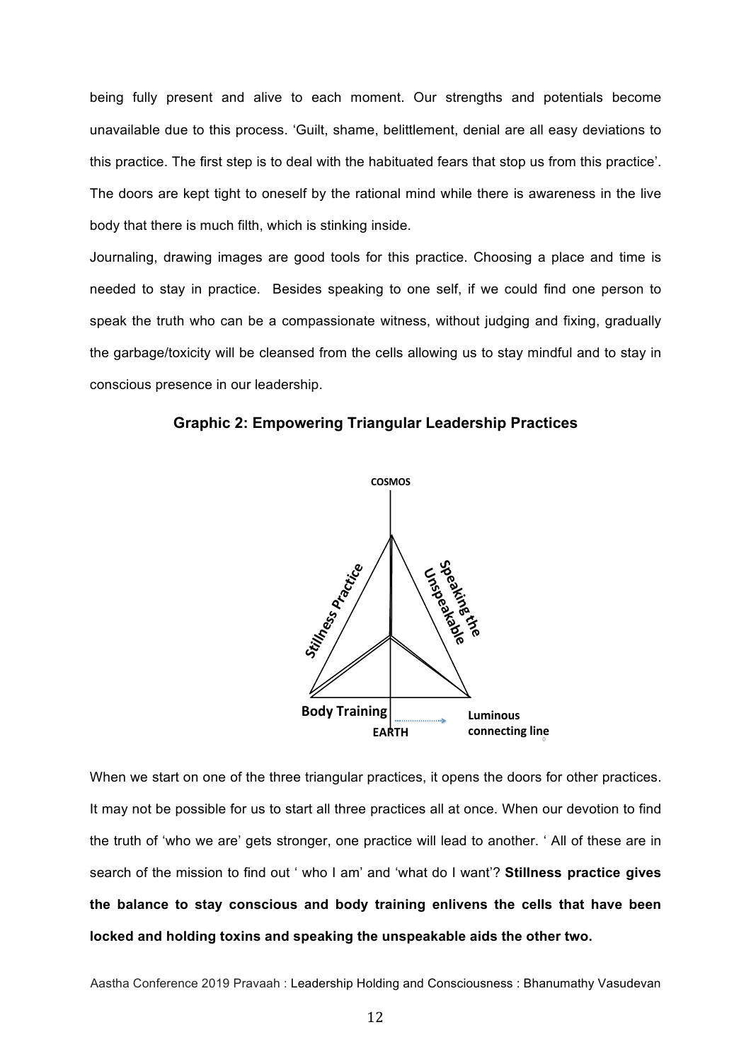being fully present and alive to each moment. Our strengths and potentials become unavailable due to this process. 'Guilt, shame, belittlement, denial are all easy deviations to this practice. The first step is to deal with the habituated fears that stop us from this practice'. The doors are kept tight to oneself by the rational mind while there is awareness in the live body that there is much filth, which is stinking inside.

Journaling, drawing images are good tools for this practice. Choosing a place and time is needed to stay in practice. Besides speaking to one self, if we could find one person to speak the truth who can be a compassionate witness, without judging and fixing, gradually the garbage/toxicity will be cleansed from the cells allowing us to stay mindful and to stay in conscious presence in our leadership.

**Graphic 2: Empowering Triangular Leadership Practices**

COSMOS

Stillness Practice

Speaking the Unspeakable

Body Training

EARTH

Luminous connecting line

When we start on one of the three triangular practices, it opens the doors for other practices. It may not be possible for us to start all three practices all at once. When our devotion to find the truth of 'who we are' gets stronger, one practice will lead to another. ' All of these are in search of the mission to find out ' who I am' and 'what do I want'? **Stillness practice gives the balance to stay conscious and body training enlivens the cells that have been locked and holding toxins and speaking the unspeakable aids the other two.**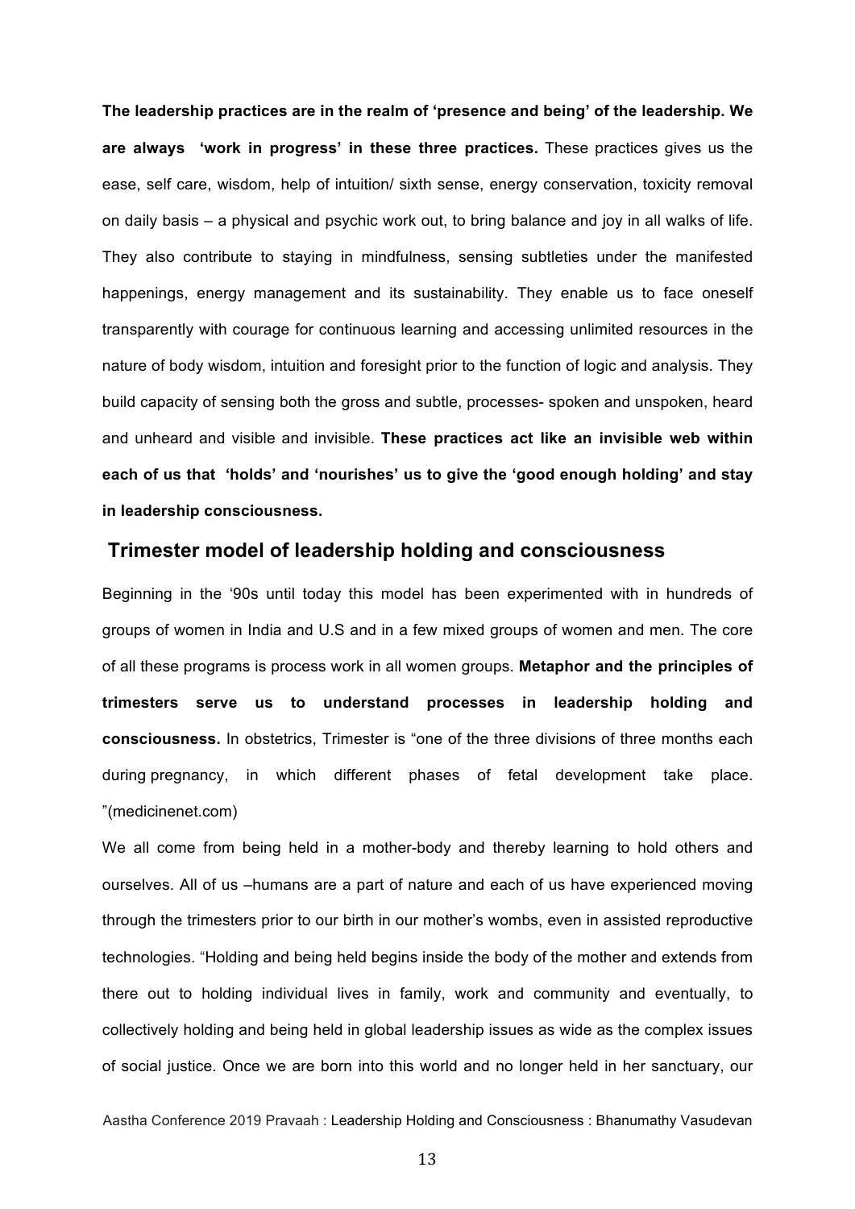**The leadership practices are in the realm of 'presence and being' of the leadership. We are always 'work in progress' in these three practices.** These practices gives us the ease, self care, wisdom, help of intuition/ sixth sense, energy conservation, toxicity removal on daily basis – a physical and psychic work out, to bring balance and joy in all walks of life. They also contribute to staying in mindfulness, sensing subtleties under the manifested happenings, energy management and its sustainability. They enable us to face oneself transparently with courage for continuous learning and accessing unlimited resources in the nature of body wisdom, intuition and foresight prior to the function of logic and analysis. They build capacity of sensing both the gross and subtle, processes- spoken and unspoken, heard and unheard and visible and invisible. **These practices act like an invisible web within each of us that 'holds' and 'nourishes' us to give the 'good enough holding' and stay in leadership consciousness.**

## Trimester model of leadership holding and consciousness

Beginning in the '90s until today this model has been experimented with in hundreds of groups of women in India and U.S and in a few mixed groups of women and men. The core of all these programs is process work in all women groups. **Metaphor and the principles of trimesters serve us to understand processes in leadership holding and consciousness.** In obstetrics, Trimester is "one of the three divisions of three months each during pregnancy, in which different phases of fetal development take place. "(medicinenet.com)

We all come from being held in a mother-body and thereby learning to hold others and ourselves. All of us –humans are a part of nature and each of us have experienced moving through the trimesters prior to our birth in our mother's wombs, even in assisted reproductive technologies. "Holding and being held begins inside the body of the mother and extends from there out to holding individual lives in family, work and community and eventually, to collectively holding and being held in global leadership issues as wide as the complex issues of social justice. Once we are born into this world and no longer held in her sanctuary, our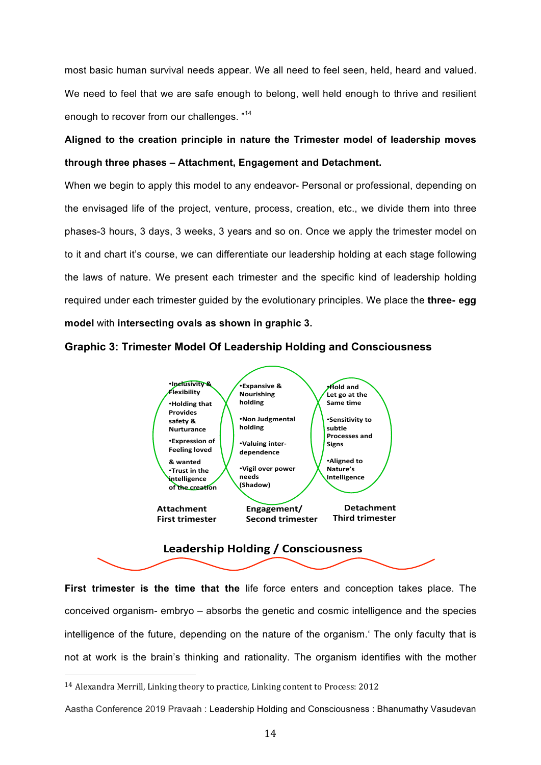most basic human survival needs appear. We all need to feel seen, held, heard and valued. We need to feel that we are safe enough to belong, well held enough to thrive and resilient enough to recover from our challenges. "[14]

**Aligned to the creation principle in nature the Trimester model of leadership moves through three phases – Attachment, Engagement and Detachment.**

When we begin to apply this model to any endeavor- Personal or professional, depending on the envisaged life of the project, venture, process, creation, etc., we divide them into three phases-3 hours, 3 days, 3 weeks, 3 years and so on. Once we apply the trimester model on to it and chart it's course, we can differentiate our leadership holding at each stage following the laws of nature. We present each trimester and the specific kind of leadership holding required under each trimester guided by the evolutionary principles. We place the **three- egg model** with **intersecting ovals as shown in graphic 3.**

**Graphic 3: Trimester Model Of Leadership Holding and Consciousness**

| Attachment First trimester | Engagement/ Second trimester | Detachment Third trimester |
|---|---|---|
| •Inclusivity & Flexibility<br>•Holding that Provides safety & Nurturance<br>•Expression of Feeling loved & wanted<br>•Trust in the intelligence of the creation | •Expansive & Nourishing holding<br>•Non Judgmental holding<br>•Valuing inter-dependence<br>•Vigil over power needs (Shadow) | •Hold and Let go at the Same time<br>•Sensitivity to subtle Processes and Signs<br>•Aligned to Nature's Intelligence |

Leadership Holding / Consciousness

**First trimester is the time that the** life force enters and conception takes place. The conceived organism- embryo – absorbs the genetic and cosmic intelligence and the species intelligence of the future, depending on the nature of the organism.' The only faculty that is not at work is the brain's thinking and rationality. The organism identifies with the mother

[14] Alexandra Merrill, Linking theory to practice, Linking content to Process: 2012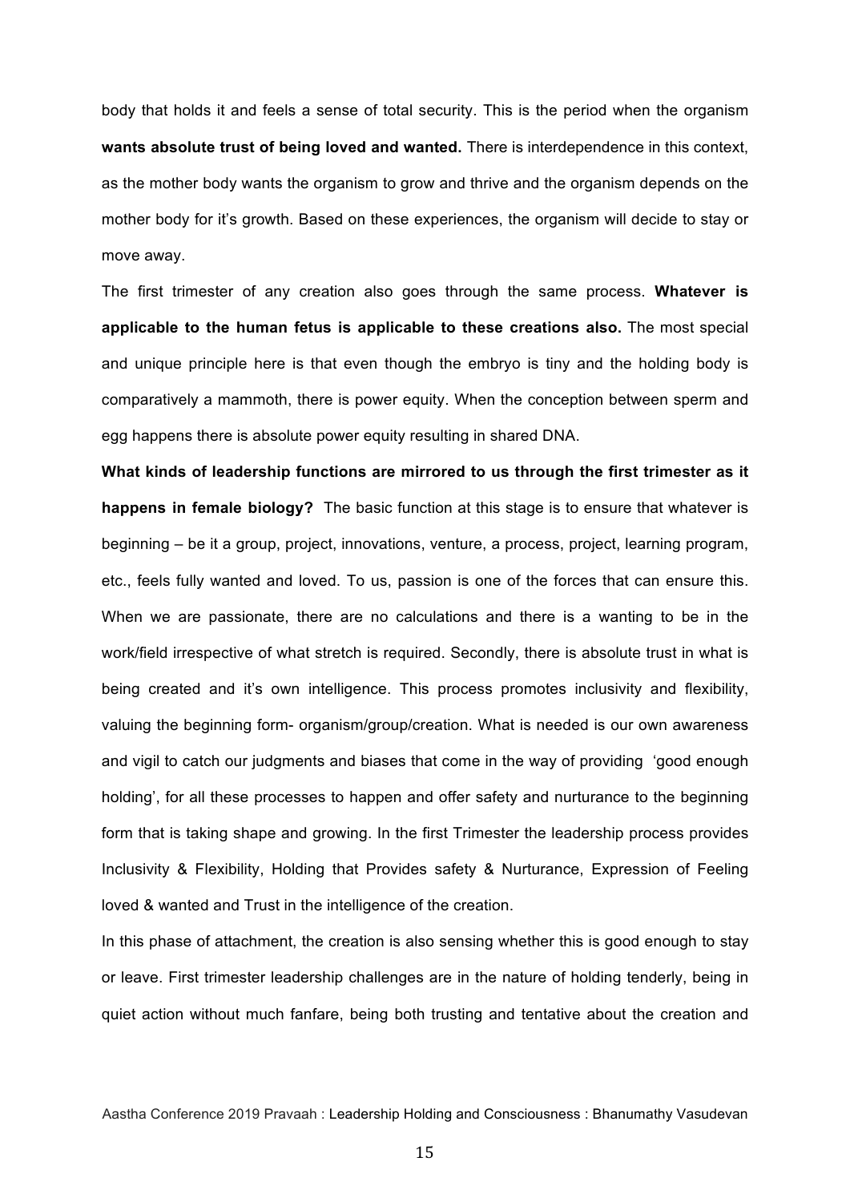body that holds it and feels a sense of total security. This is the period when the organism **wants absolute trust of being loved and wanted.** There is interdependence in this context, as the mother body wants the organism to grow and thrive and the organism depends on the mother body for it's growth. Based on these experiences, the organism will decide to stay or move away.

The first trimester of any creation also goes through the same process. **Whatever is applicable to the human fetus is applicable to these creations also.** The most special and unique principle here is that even though the embryo is tiny and the holding body is comparatively a mammoth, there is power equity. When the conception between sperm and egg happens there is absolute power equity resulting in shared DNA.

**What kinds of leadership functions are mirrored to us through the first trimester as it happens in female biology?** The basic function at this stage is to ensure that whatever is beginning – be it a group, project, innovations, venture, a process, project, learning program, etc., feels fully wanted and loved. To us, passion is one of the forces that can ensure this. When we are passionate, there are no calculations and there is a wanting to be in the work/field irrespective of what stretch is required. Secondly, there is absolute trust in what is being created and it's own intelligence. This process promotes inclusivity and flexibility, valuing the beginning form- organism/group/creation. What is needed is our own awareness and vigil to catch our judgments and biases that come in the way of providing 'good enough holding', for all these processes to happen and offer safety and nurturance to the beginning form that is taking shape and growing. In the first Trimester the leadership process provides Inclusivity & Flexibility, Holding that Provides safety & Nurturance, Expression of Feeling loved & wanted and Trust in the intelligence of the creation.

In this phase of attachment, the creation is also sensing whether this is good enough to stay or leave. First trimester leadership challenges are in the nature of holding tenderly, being in quiet action without much fanfare, being both trusting and tentative about the creation and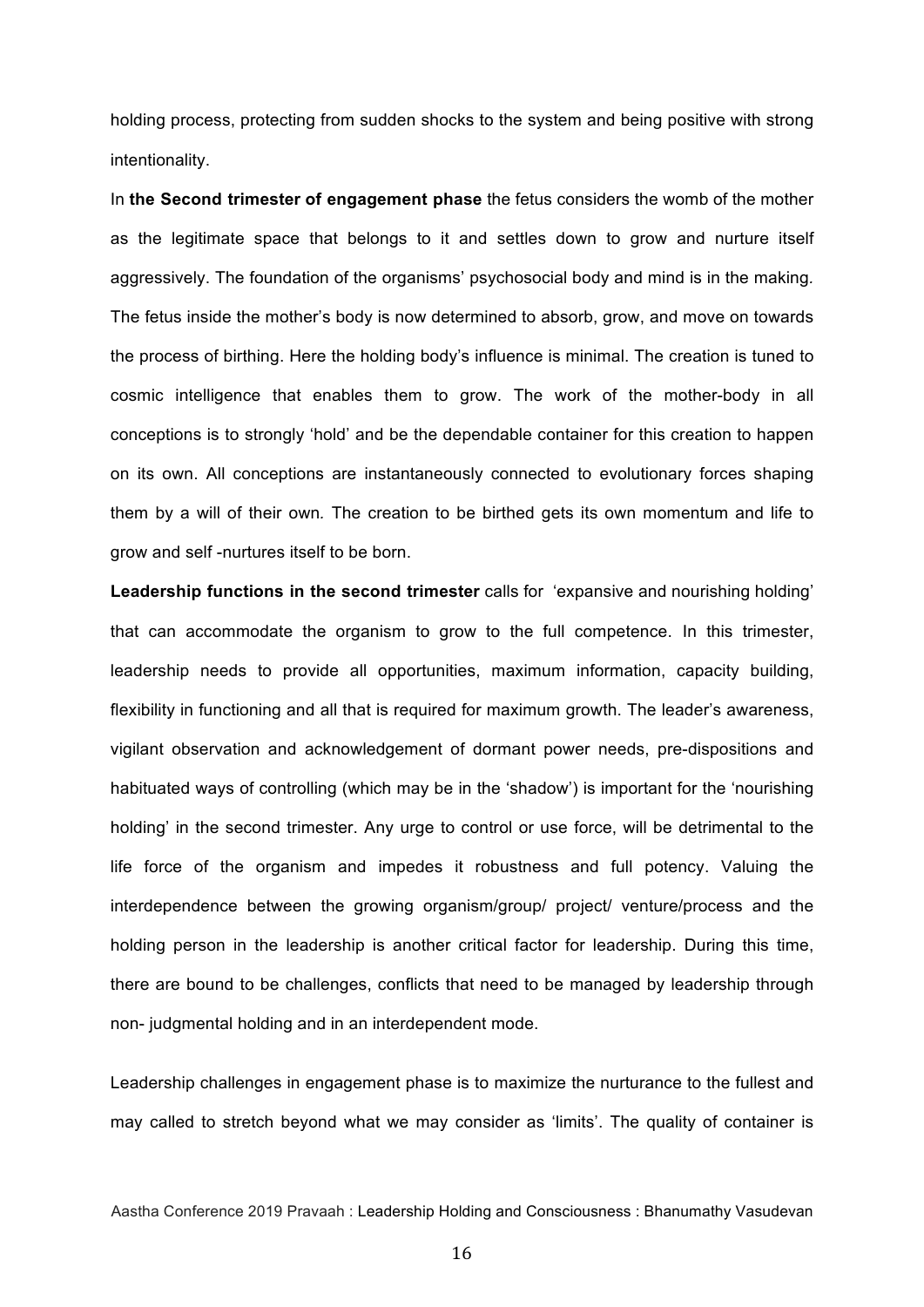holding process, protecting from sudden shocks to the system and being positive with strong intentionality.

In **the Second trimester of engagement phase** the fetus considers the womb of the mother as the legitimate space that belongs to it and settles down to grow and nurture itself aggressively. The foundation of the organisms' psychosocial body and mind is in the making. The fetus inside the mother's body is now determined to absorb, grow, and move on towards the process of birthing. Here the holding body's influence is minimal. The creation is tuned to cosmic intelligence that enables them to grow. The work of the mother-body in all conceptions is to strongly 'hold' and be the dependable container for this creation to happen on its own. All conceptions are instantaneously connected to evolutionary forces shaping them by a will of their own. The creation to be birthed gets its own momentum and life to grow and self -nurtures itself to be born.

**Leadership functions in the second trimester** calls for 'expansive and nourishing holding' that can accommodate the organism to grow to the full competence. In this trimester, leadership needs to provide all opportunities, maximum information, capacity building, flexibility in functioning and all that is required for maximum growth. The leader's awareness, vigilant observation and acknowledgement of dormant power needs, pre-dispositions and habituated ways of controlling (which may be in the 'shadow') is important for the 'nourishing holding' in the second trimester. Any urge to control or use force, will be detrimental to the life force of the organism and impedes it robustness and full potency. Valuing the interdependence between the growing organism/group/ project/ venture/process and the holding person in the leadership is another critical factor for leadership. During this time, there are bound to be challenges, conflicts that need to be managed by leadership through non- judgmental holding and in an interdependent mode.

Leadership challenges in engagement phase is to maximize the nurturance to the fullest and may called to stretch beyond what we may consider as 'limits'. The quality of container is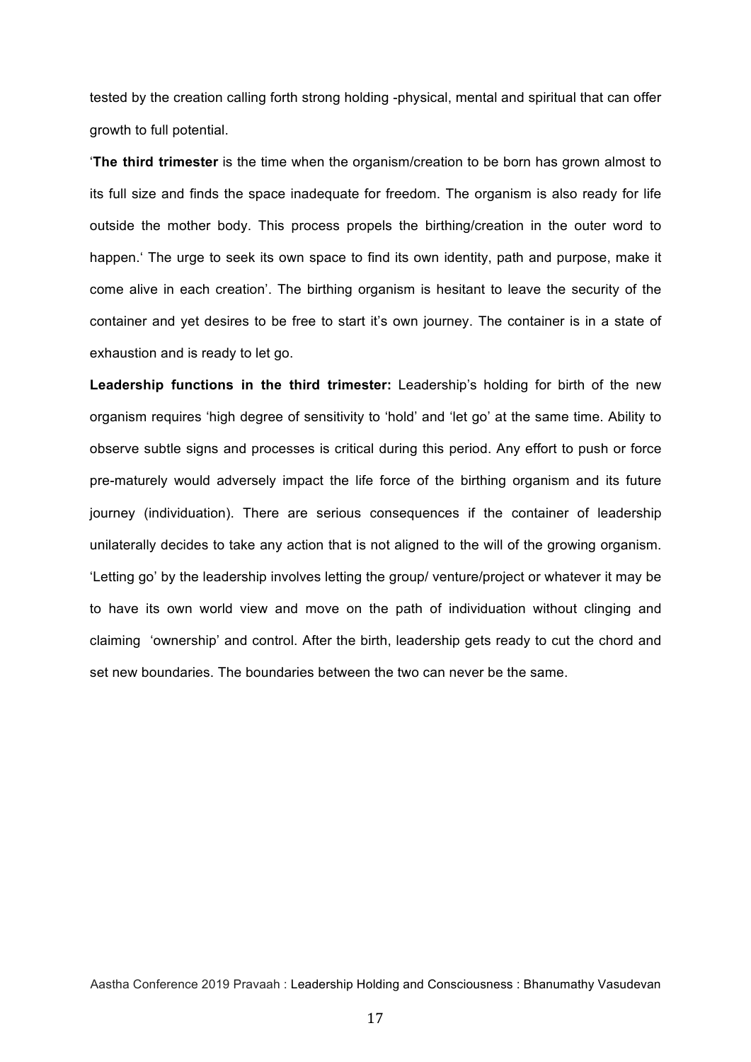tested by the creation calling forth strong holding -physical, mental and spiritual that can offer growth to full potential.

'**The third trimester** is the time when the organism/creation to be born has grown almost to its full size and finds the space inadequate for freedom. The organism is also ready for life outside the mother body. This process propels the birthing/creation in the outer word to happen.' The urge to seek its own space to find its own identity, path and purpose, make it come alive in each creation'. The birthing organism is hesitant to leave the security of the container and yet desires to be free to start it's own journey. The container is in a state of exhaustion and is ready to let go.

**Leadership functions in the third trimester:** Leadership's holding for birth of the new organism requires 'high degree of sensitivity to 'hold' and 'let go' at the same time. Ability to observe subtle signs and processes is critical during this period. Any effort to push or force pre-maturely would adversely impact the life force of the birthing organism and its future journey (individuation). There are serious consequences if the container of leadership unilaterally decides to take any action that is not aligned to the will of the growing organism. 'Letting go' by the leadership involves letting the group/ venture/project or whatever it may be to have its own world view and move on the path of individuation without clinging and claiming 'ownership' and control. After the birth, leadership gets ready to cut the chord and set new boundaries. The boundaries between the two can never be the same.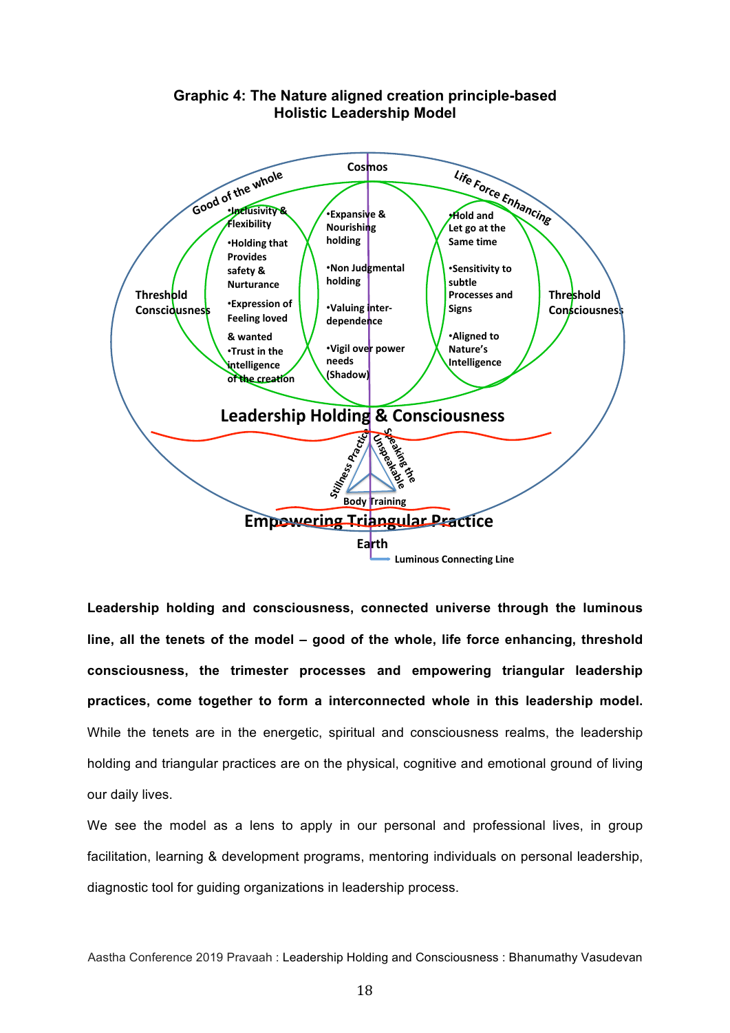**Graphic 4: The Nature aligned creation principle-based Holistic Leadership Model**

Cosmos

Good of the whole

Life Force Enhancing

•Inclusivity & Flexibility

•Holding that Provides safety & Nurturance

•Expression of Feeling loved & wanted

•Trust in the intelligence of the creation

•Expansive & Nourishing holding

•Non Judgmental holding

•Valuing inter-dependence

•Vigil over power needs (Shadow)

•Hold and Let go at the Same time

•Sensitivity to subtle Processes and Signs

•Aligned to Nature's Intelligence

Threshold Consciousness

Threshold Consciousness

Leadership Holding & Consciousness

Stillness Practice

Speaking the Unspeakable

Body Training

Empowering Triangular Practice

Earth

Luminous Connecting Line

**Leadership holding and consciousness, connected universe through the luminous line, all the tenets of the model – good of the whole, life force enhancing, threshold consciousness, the trimester processes and empowering triangular leadership practices, come together to form a interconnected whole in this leadership model.** While the tenets are in the energetic, spiritual and consciousness realms, the leadership holding and triangular practices are on the physical, cognitive and emotional ground of living our daily lives.

We see the model as a lens to apply in our personal and professional lives, in group facilitation, learning & development programs, mentoring individuals on personal leadership, diagnostic tool for guiding organizations in leadership process.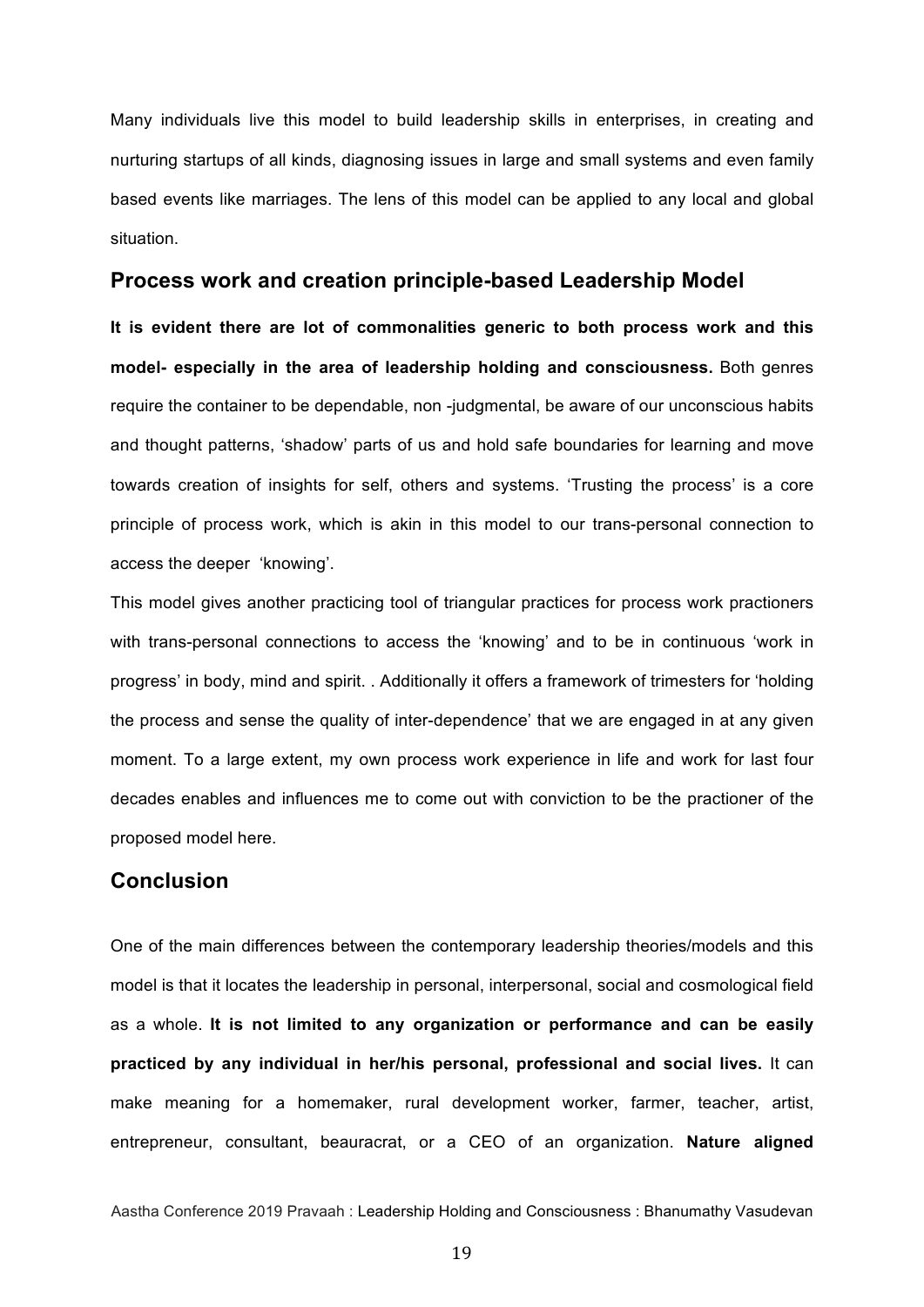Many individuals live this model to build leadership skills in enterprises, in creating and nurturing startups of all kinds, diagnosing issues in large and small systems and even family based events like marriages. The lens of this model can be applied to any local and global situation.

## Process work and creation principle-based Leadership Model

**It is evident there are lot of commonalities generic to both process work and this model- especially in the area of leadership holding and consciousness.** Both genres require the container to be dependable, non -judgmental, be aware of our unconscious habits and thought patterns, 'shadow' parts of us and hold safe boundaries for learning and move towards creation of insights for self, others and systems. 'Trusting the process' is a core principle of process work, which is akin in this model to our trans-personal connection to access the deeper 'knowing'.

This model gives another practicing tool of triangular practices for process work practioners with trans-personal connections to access the 'knowing' and to be in continuous 'work in progress' in body, mind and spirit. . Additionally it offers a framework of trimesters for 'holding the process and sense the quality of inter-dependence' that we are engaged in at any given moment. To a large extent, my own process work experience in life and work for last four decades enables and influences me to come out with conviction to be the practioner of the proposed model here.

## Conclusion

One of the main differences between the contemporary leadership theories/models and this model is that it locates the leadership in personal, interpersonal, social and cosmological field as a whole. **It is not limited to any organization or performance and can be easily practiced by any individual in her/his personal, professional and social lives.** It can make meaning for a homemaker, rural development worker, farmer, teacher, artist, entrepreneur, consultant, beauracrat, or a CEO of an organization. **Nature aligned**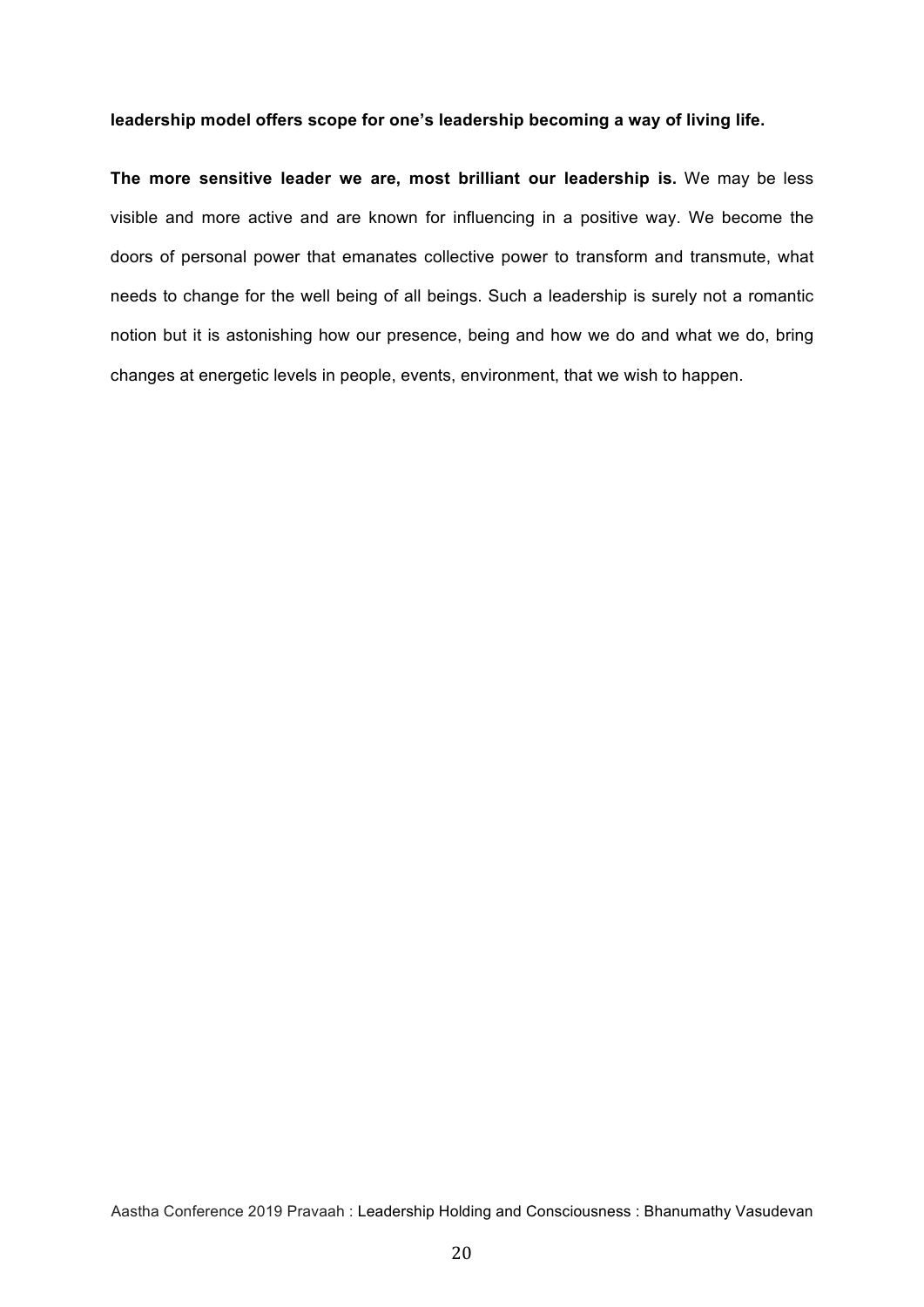**leadership model offers scope for one's leadership becoming a way of living life.**

**The more sensitive leader we are, most brilliant our leadership is.** We may be less visible and more active and are known for influencing in a positive way. We become the doors of personal power that emanates collective power to transform and transmute, what needs to change for the well being of all beings. Such a leadership is surely not a romantic notion but it is astonishing how our presence, being and how we do and what we do, bring changes at energetic levels in people, events, environment, that we wish to happen.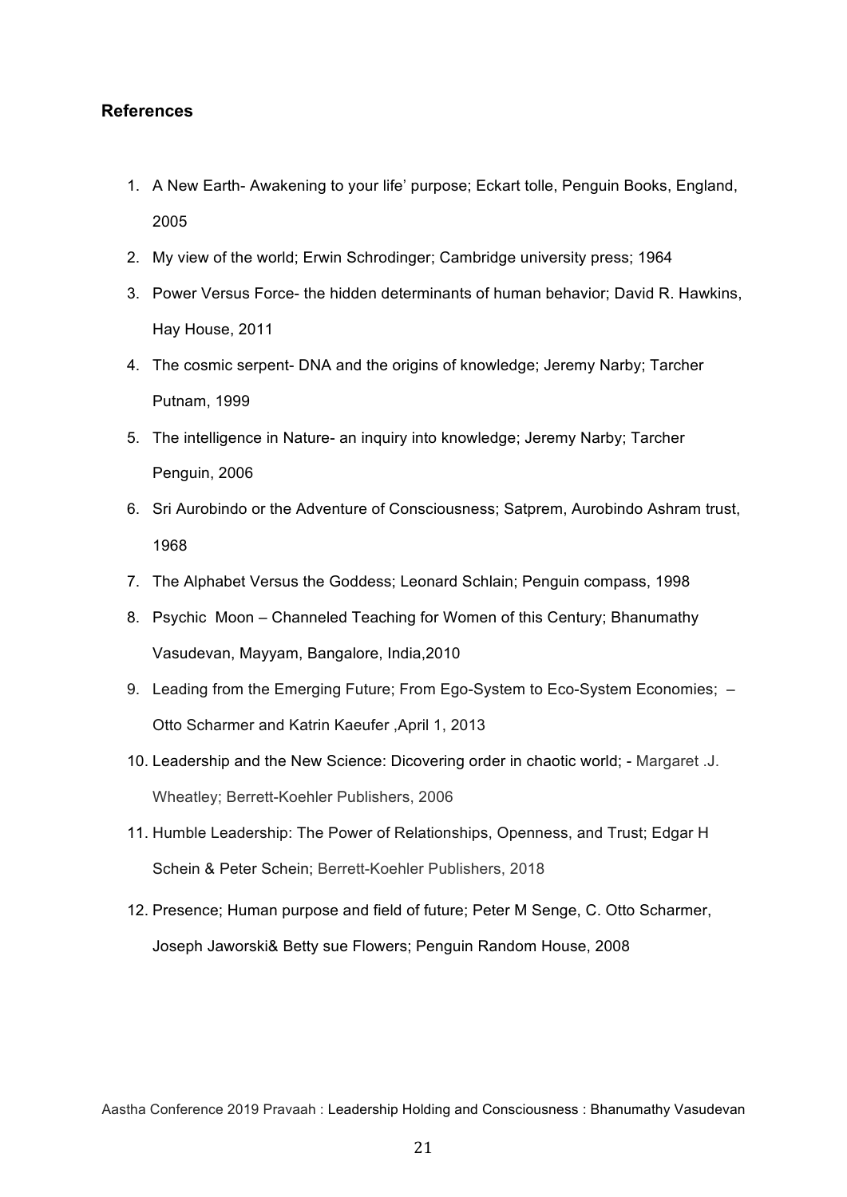## References

1. A New Earth- Awakening to your life' purpose; Eckart tolle, Penguin Books, England, 2005
2. My view of the world; Erwin Schrodinger; Cambridge university press; 1964
3. Power Versus Force- the hidden determinants of human behavior; David R. Hawkins, Hay House, 2011
4. The cosmic serpent- DNA and the origins of knowledge; Jeremy Narby; Tarcher Putnam, 1999
5. The intelligence in Nature- an inquiry into knowledge; Jeremy Narby; Tarcher Penguin, 2006
6. Sri Aurobindo or the Adventure of Consciousness; Satprem, Aurobindo Ashram trust, 1968
7. The Alphabet Versus the Goddess; Leonard Schlain; Penguin compass, 1998
8. Psychic Moon – Channeled Teaching for Women of this Century; Bhanumathy Vasudevan, Mayyam, Bangalore, India,2010
9. Leading from the Emerging Future; From Ego-System to Eco-System Economies; – Otto Scharmer and Katrin Kaeufer ,April 1, 2013
10. Leadership and the New Science: Dicovering order in chaotic world; - Margaret .J. Wheatley; Berrett-Koehler Publishers, 2006
11. Humble Leadership: The Power of Relationships, Openness, and Trust; Edgar H Schein & Peter Schein; Berrett-Koehler Publishers, 2018
12. Presence; Human purpose and field of future; Peter M Senge, C. Otto Scharmer, Joseph Jaworski& Betty sue Flowers; Penguin Random House, 2008